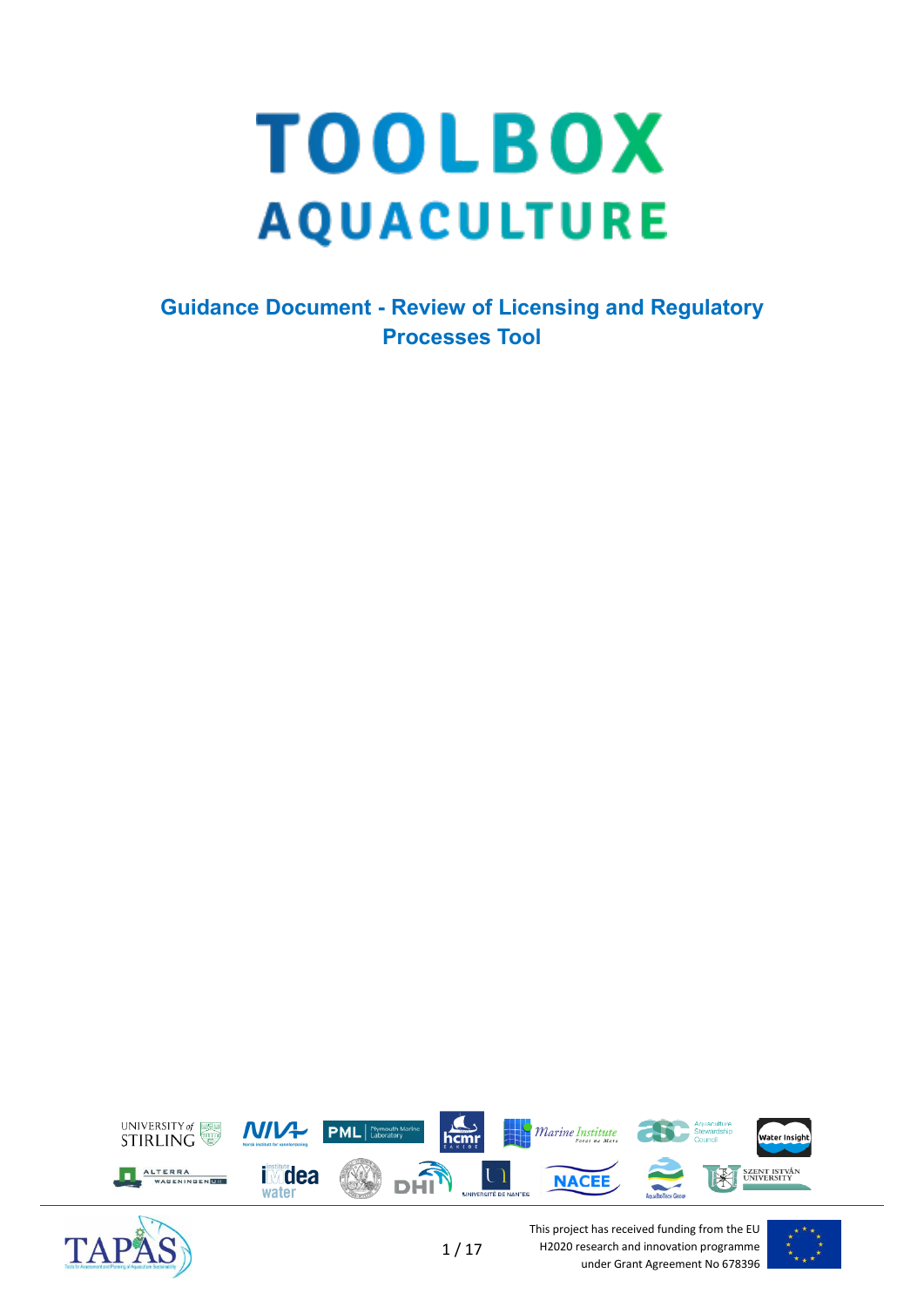# TOOLBOX AQUACULTURE

## Guidance Document - Review of Licensing and Regulatory Processes Tool

This project has received funding from the EU H2020 research and innovation programme under Grant Agreement No 678396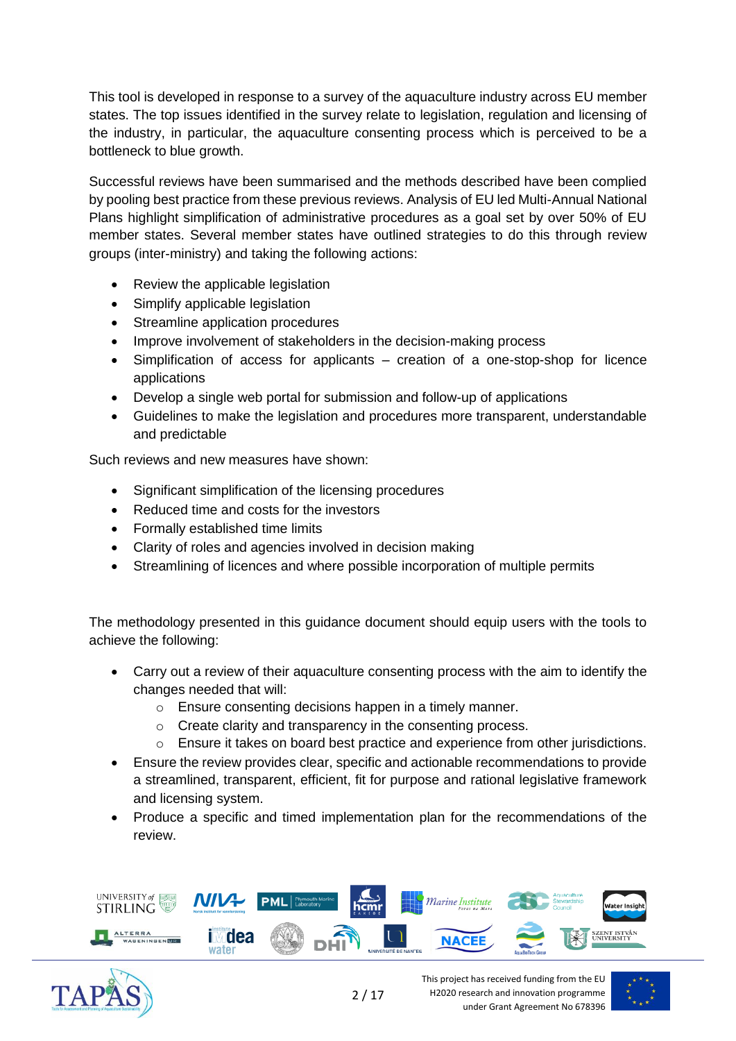This tool is developed in response to a survey of the aquaculture industry across EU member states. The top issues identified in the survey relate to legislation, regulation and licensing of the industry, in particular, the aquaculture consenting process which is perceived to be a bottleneck to blue growth.

Successful reviews have been summarised and the methods described have been complied by pooling best practice from these previous reviews. Analysis of EU led Multi-Annual National Plans highlight simplification of administrative procedures as a goal set by over 50% of EU member states. Several member states have outlined strategies to do this through review groups (inter-ministry) and taking the following actions:

- Review the applicable legislation
- Simplify applicable legislation
- Streamline application procedures
- Improve involvement of stakeholders in the decision-making process
- Simplification of access for applicants – creation of a one-stop-shop for licence applications
- Develop a single web portal for submission and follow-up of applications
- Guidelines to make the legislation and procedures more transparent, understandable and predictable

Such reviews and new measures have shown:

- Significant simplification of the licensing procedures
- Reduced time and costs for the investors
- Formally established time limits
- Clarity of roles and agencies involved in decision making
- Streamlining of licences and where possible incorporation of multiple permits

The methodology presented in this guidance document should equip users with the tools to achieve the following:

- Carry out a review of their aquaculture consenting process with the aim to identify the changes needed that will:
  - Ensure consenting decisions happen in a timely manner.
  - Create clarity and transparency in the consenting process.
  - Ensure it takes on board best practice and experience from other jurisdictions.
- Ensure the review provides clear, specific and actionable recommendations to provide a streamlined, transparent, efficient, fit for purpose and rational legislative framework and licensing system.
- Produce a specific and timed implementation plan for the recommendations of the review.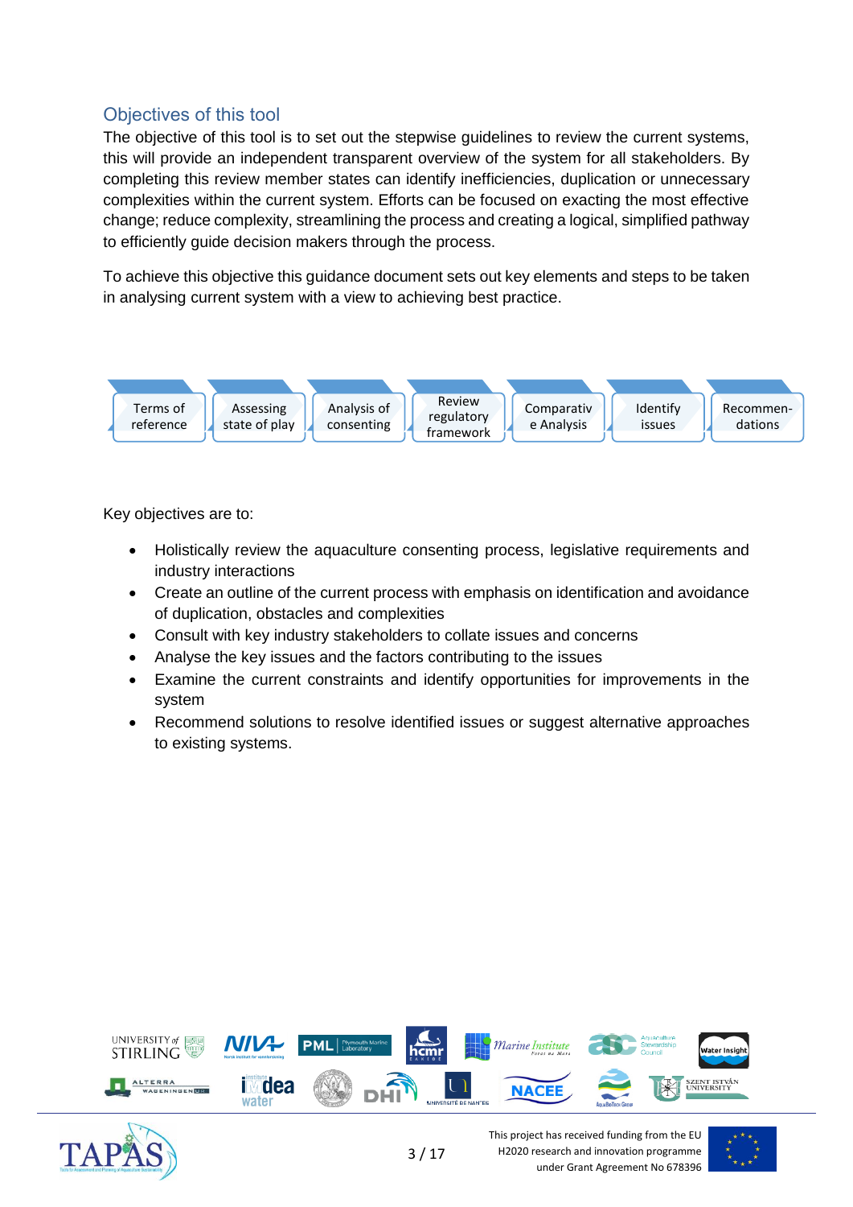## Objectives of this tool

The objective of this tool is to set out the stepwise guidelines to review the current systems, this will provide an independent transparent overview of the system for all stakeholders. By completing this review member states can identify inefficiencies, duplication or unnecessary complexities within the current system. Efforts can be focused on exacting the most effective change; reduce complexity, streamlining the process and creating a logical, simplified pathway to efficiently guide decision makers through the process.

To achieve this objective this guidance document sets out key elements and steps to be taken in analysing current system with a view to achieving best practice.

Terms of reference → Assessing state of play → Analysis of consenting → Review regulatory framework → Comparative Analysis → Identify issues → Recommendations

Key objectives are to:

- Holistically review the aquaculture consenting process, legislative requirements and industry interactions
- Create an outline of the current process with emphasis on identification and avoidance of duplication, obstacles and complexities
- Consult with key industry stakeholders to collate issues and concerns
- Analyse the key issues and the factors contributing to the issues
- Examine the current constraints and identify opportunities for improvements in the system
- Recommend solutions to resolve identified issues or suggest alternative approaches to existing systems.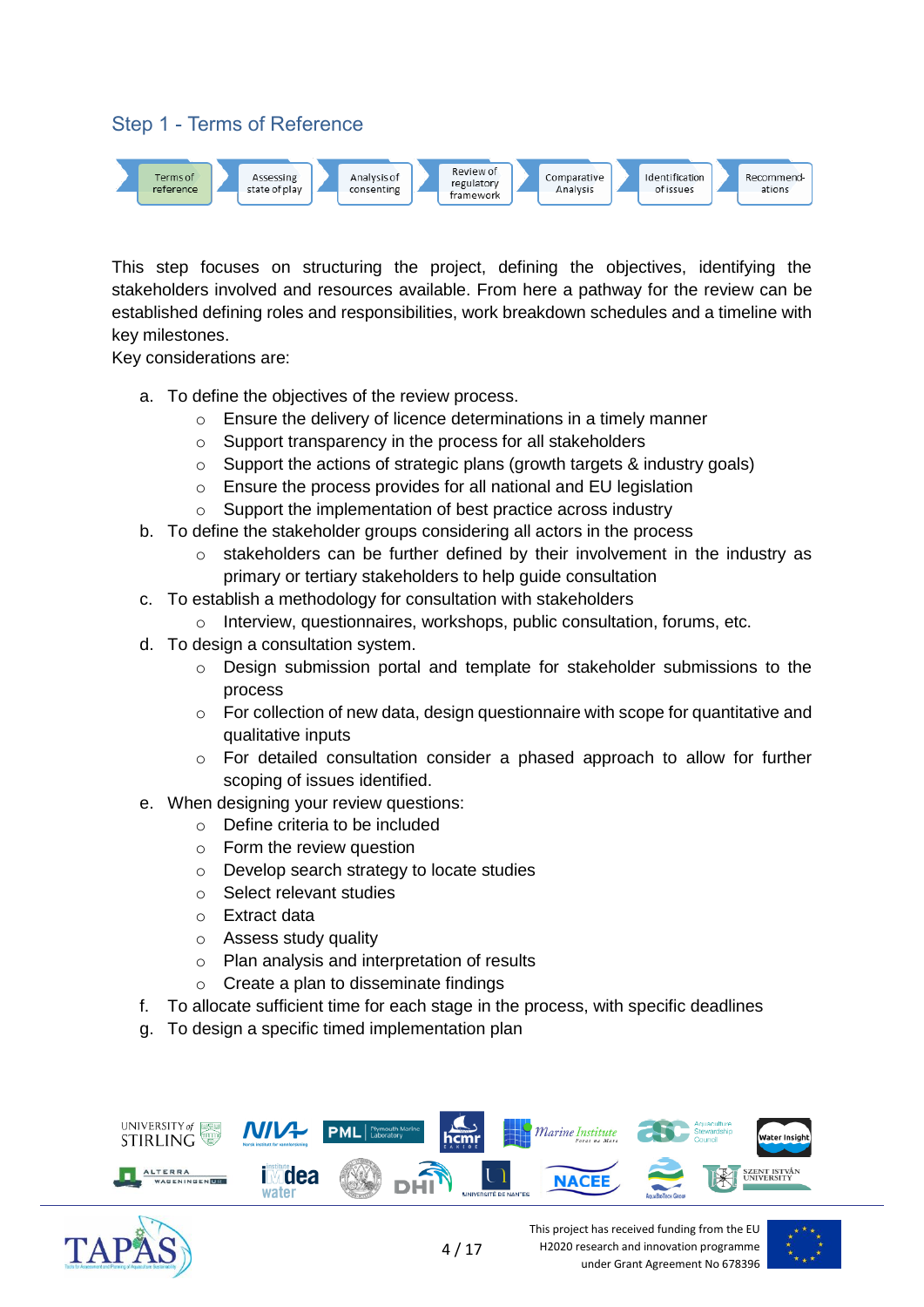## Step 1 - Terms of Reference

Terms of reference → Assessing state of play → Analysis of consenting → Review of regulatory framework → Comparative Analysis → Identification of issues → Recommend-ations

This step focuses on structuring the project, defining the objectives, identifying the stakeholders involved and resources available. From here a pathway for the review can be established defining roles and responsibilities, work breakdown schedules and a timeline with key milestones.

Key considerations are:

a. To define the objectives of the review process.
    - Ensure the delivery of licence determinations in a timely manner
    - Support transparency in the process for all stakeholders
    - Support the actions of strategic plans (growth targets & industry goals)
    - Ensure the process provides for all national and EU legislation
    - Support the implementation of best practice across industry
b. To define the stakeholder groups considering all actors in the process
    - stakeholders can be further defined by their involvement in the industry as primary or tertiary stakeholders to help guide consultation
c. To establish a methodology for consultation with stakeholders
    - Interview, questionnaires, workshops, public consultation, forums, etc.
d. To design a consultation system.
    - Design submission portal and template for stakeholder submissions to the process
    - For collection of new data, design questionnaire with scope for quantitative and qualitative inputs
    - For detailed consultation consider a phased approach to allow for further scoping of issues identified.
e. When designing your review questions:
    - Define criteria to be included
    - Form the review question
    - Develop search strategy to locate studies
    - Select relevant studies
    - Extract data
    - Assess study quality
    - Plan analysis and interpretation of results
    - Create a plan to disseminate findings
f. To allocate sufficient time for each stage in the process, with specific deadlines
g. To design a specific timed implementation plan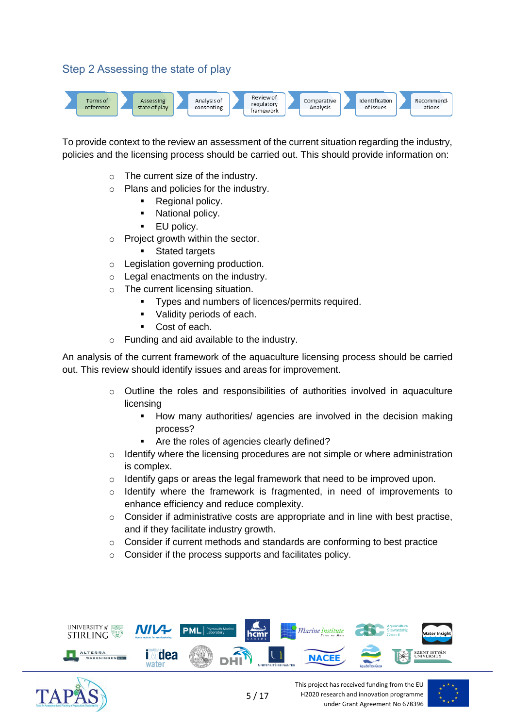## Step 2 Assessing the state of play

Terms of reference → Assessing state of play → Analysis of consenting → Review of regulatory framework → Comparative Analysis → Identification of issues → Recommendations

To provide context to the review an assessment of the current situation regarding the industry, policies and the licensing process should be carried out. This should provide information on:

- The current size of the industry.
- Plans and policies for the industry.
  - Regional policy.
  - National policy.
  - EU policy.
- Project growth within the sector.
  - Stated targets
- Legislation governing production.
- Legal enactments on the industry.
- The current licensing situation.
  - Types and numbers of licences/permits required.
  - Validity periods of each.
  - Cost of each.
- Funding and aid available to the industry.

An analysis of the current framework of the aquaculture licensing process should be carried out. This review should identify issues and areas for improvement.

- Outline the roles and responsibilities of authorities involved in aquaculture licensing
  - How many authorities/ agencies are involved in the decision making process?
  - Are the roles of agencies clearly defined?
- Identify where the licensing procedures are not simple or where administration is complex.
- Identify gaps or areas the legal framework that need to be improved upon.
- Identify where the framework is fragmented, in need of improvements to enhance efficiency and reduce complexity.
- Consider if administrative costs are appropriate and in line with best practise, and if they facilitate industry growth.
- Consider if current methods and standards are conforming to best practice
- Consider if the process supports and facilitates policy.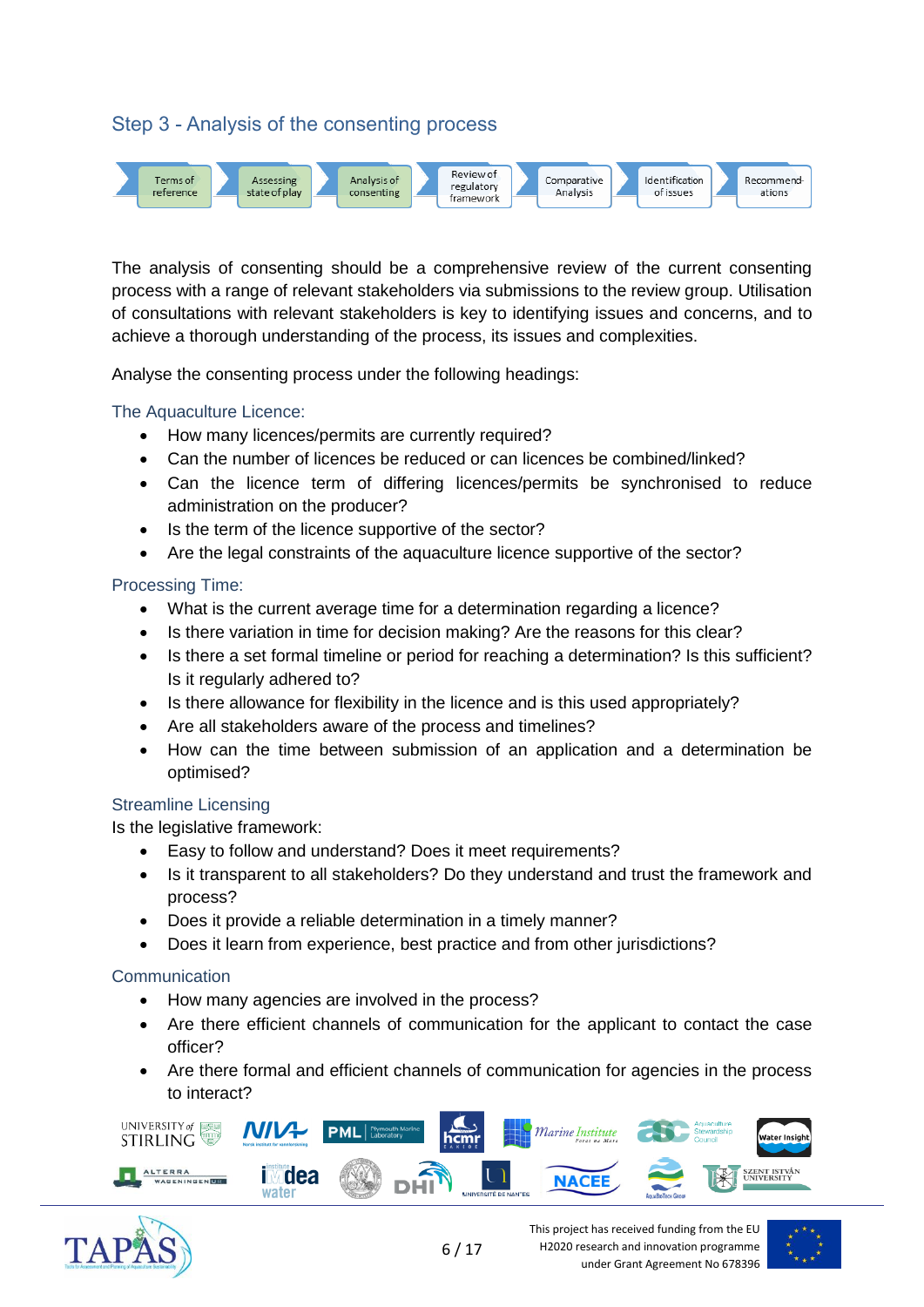## Step 3 - Analysis of the consenting process

Terms of reference → Assessing state of play → Analysis of consenting → Review of regulatory framework → Comparative Analysis → Identification of issues → Recommendations

The analysis of consenting should be a comprehensive review of the current consenting process with a range of relevant stakeholders via submissions to the review group. Utilisation of consultations with relevant stakeholders is key to identifying issues and concerns, and to achieve a thorough understanding of the process, its issues and complexities.

Analyse the consenting process under the following headings:

### The Aquaculture Licence:

- How many licences/permits are currently required?
- Can the number of licences be reduced or can licences be combined/linked?
- Can the licence term of differing licences/permits be synchronised to reduce administration on the producer?
- Is the term of the licence supportive of the sector?
- Are the legal constraints of the aquaculture licence supportive of the sector?

### Processing Time:

- What is the current average time for a determination regarding a licence?
- Is there variation in time for decision making? Are the reasons for this clear?
- Is there a set formal timeline or period for reaching a determination? Is this sufficient? Is it regularly adhered to?
- Is there allowance for flexibility in the licence and is this used appropriately?
- Are all stakeholders aware of the process and timelines?
- How can the time between submission of an application and a determination be optimised?

### Streamline Licensing

Is the legislative framework:

- Easy to follow and understand? Does it meet requirements?
- Is it transparent to all stakeholders? Do they understand and trust the framework and process?
- Does it provide a reliable determination in a timely manner?
- Does it learn from experience, best practice and from other jurisdictions?

### Communication

- How many agencies are involved in the process?
- Are there efficient channels of communication for the applicant to contact the case officer?
- Are there formal and efficient channels of communication for agencies in the process to interact?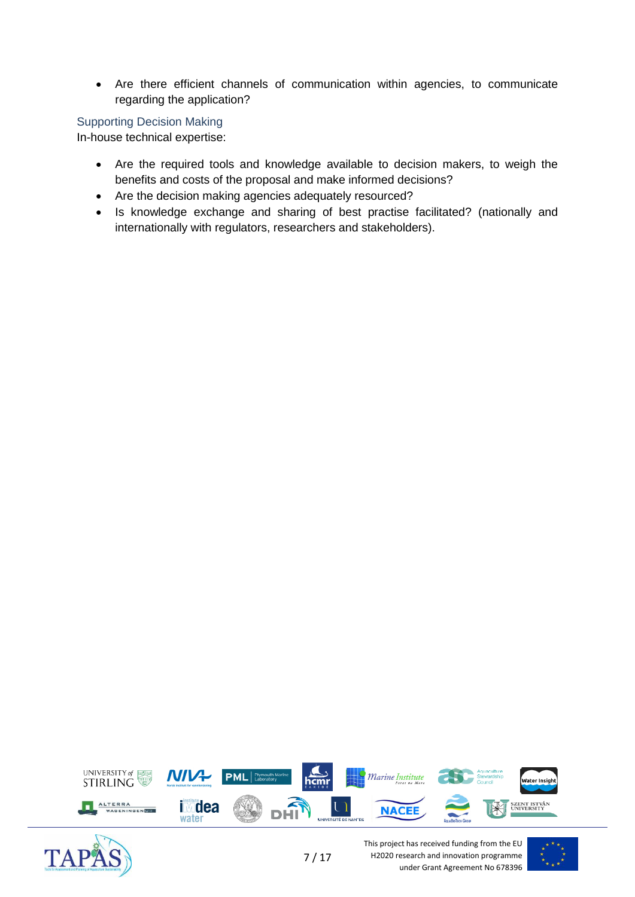- Are there efficient channels of communication within agencies, to communicate regarding the application?

### Supporting Decision Making

In-house technical expertise:

- Are the required tools and knowledge available to decision makers, to weigh the benefits and costs of the proposal and make informed decisions?
- Are the decision making agencies adequately resourced?
- Is knowledge exchange and sharing of best practise facilitated? (nationally and internationally with regulators, researchers and stakeholders).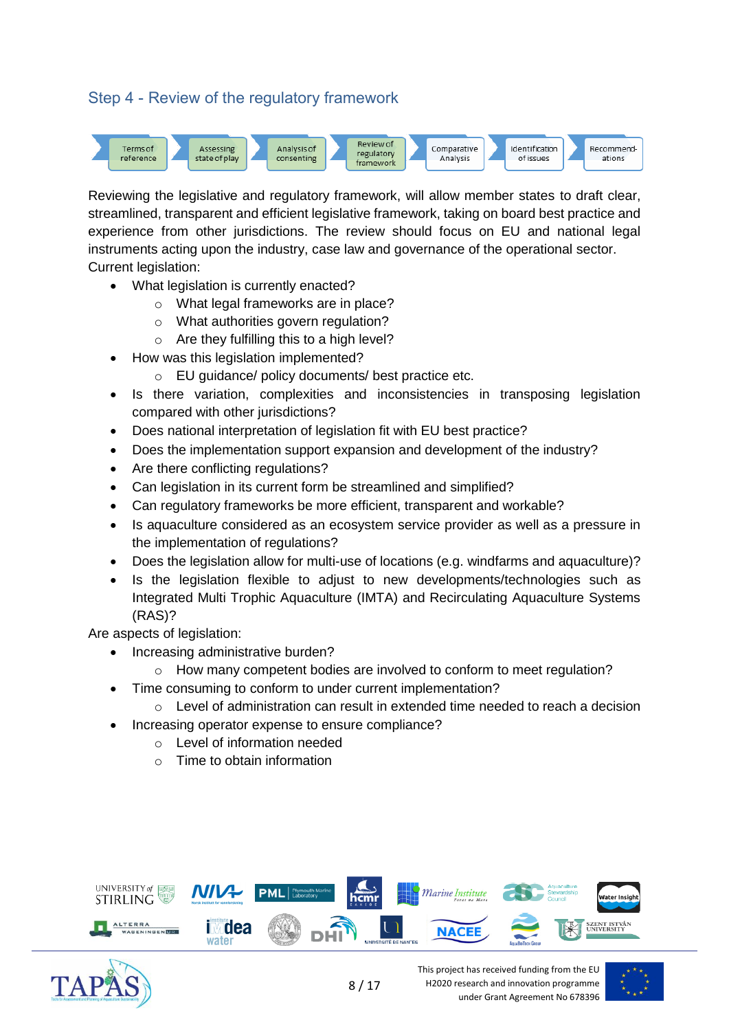## Step 4 - Review of the regulatory framework

Terms of reference → Assessing state of play → Analysis of consenting → Review of regulatory framework → Comparative Analysis → Identification of issues → Recommend-ations

Reviewing the legislative and regulatory framework, will allow member states to draft clear, streamlined, transparent and efficient legislative framework, taking on board best practice and experience from other jurisdictions. The review should focus on EU and national legal instruments acting upon the industry, case law and governance of the operational sector.

Current legislation:

- What legislation is currently enacted?
  - What legal frameworks are in place?
  - What authorities govern regulation?
  - Are they fulfilling this to a high level?
- How was this legislation implemented?
  - EU guidance/ policy documents/ best practice etc.
- Is there variation, complexities and inconsistencies in transposing legislation compared with other jurisdictions?
- Does national interpretation of legislation fit with EU best practice?
- Does the implementation support expansion and development of the industry?
- Are there conflicting regulations?
- Can legislation in its current form be streamlined and simplified?
- Can regulatory frameworks be more efficient, transparent and workable?
- Is aquaculture considered as an ecosystem service provider as well as a pressure in the implementation of regulations?
- Does the legislation allow for multi-use of locations (e.g. windfarms and aquaculture)?
- Is the legislation flexible to adjust to new developments/technologies such as Integrated Multi Trophic Aquaculture (IMTA) and Recirculating Aquaculture Systems (RAS)?

Are aspects of legislation:

- Increasing administrative burden?
  - How many competent bodies are involved to conform to meet regulation?
- Time consuming to conform to under current implementation?
  - Level of administration can result in extended time needed to reach a decision
- Increasing operator expense to ensure compliance?
  - Level of information needed
  - Time to obtain information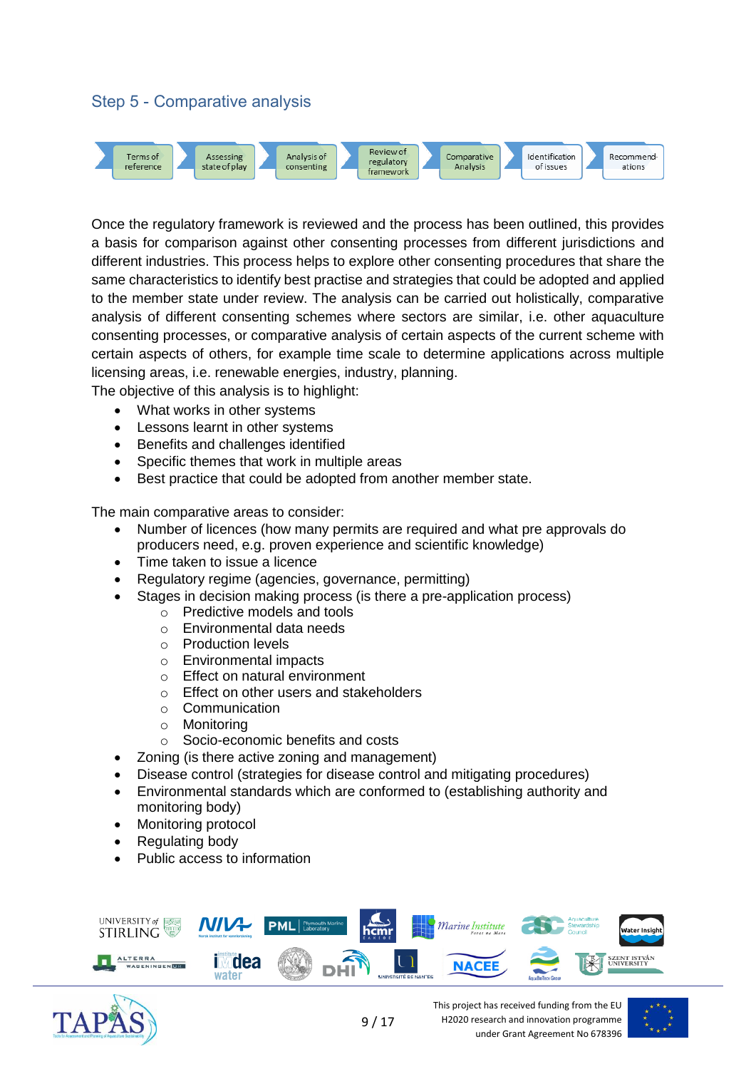## Step 5 - Comparative analysis

Terms of reference → Assessing state of play → Analysis of consenting → Review of regulatory framework → Comparative Analysis → Identification of issues → Recommendations

Once the regulatory framework is reviewed and the process has been outlined, this provides a basis for comparison against other consenting processes from different jurisdictions and different industries. This process helps to explore other consenting procedures that share the same characteristics to identify best practise and strategies that could be adopted and applied to the member state under review. The analysis can be carried out holistically, comparative analysis of different consenting schemes where sectors are similar, i.e. other aquaculture consenting processes, or comparative analysis of certain aspects of the current scheme with certain aspects of others, for example time scale to determine applications across multiple licensing areas, i.e. renewable energies, industry, planning.

The objective of this analysis is to highlight:

- What works in other systems
- Lessons learnt in other systems
- Benefits and challenges identified
- Specific themes that work in multiple areas
- Best practice that could be adopted from another member state.

The main comparative areas to consider:

- Number of licences (how many permits are required and what pre approvals do producers need, e.g. proven experience and scientific knowledge)
- Time taken to issue a licence
- Regulatory regime (agencies, governance, permitting)
- Stages in decision making process (is there a pre-application process)
  - Predictive models and tools
  - Environmental data needs
  - Production levels
  - Environmental impacts
  - Effect on natural environment
  - Effect on other users and stakeholders
  - Communication
  - Monitoring
  - Socio-economic benefits and costs
- Zoning (is there active zoning and management)
- Disease control (strategies for disease control and mitigating procedures)
- Environmental standards which are conformed to (establishing authority and monitoring body)
- Monitoring protocol
- Regulating body
- Public access to information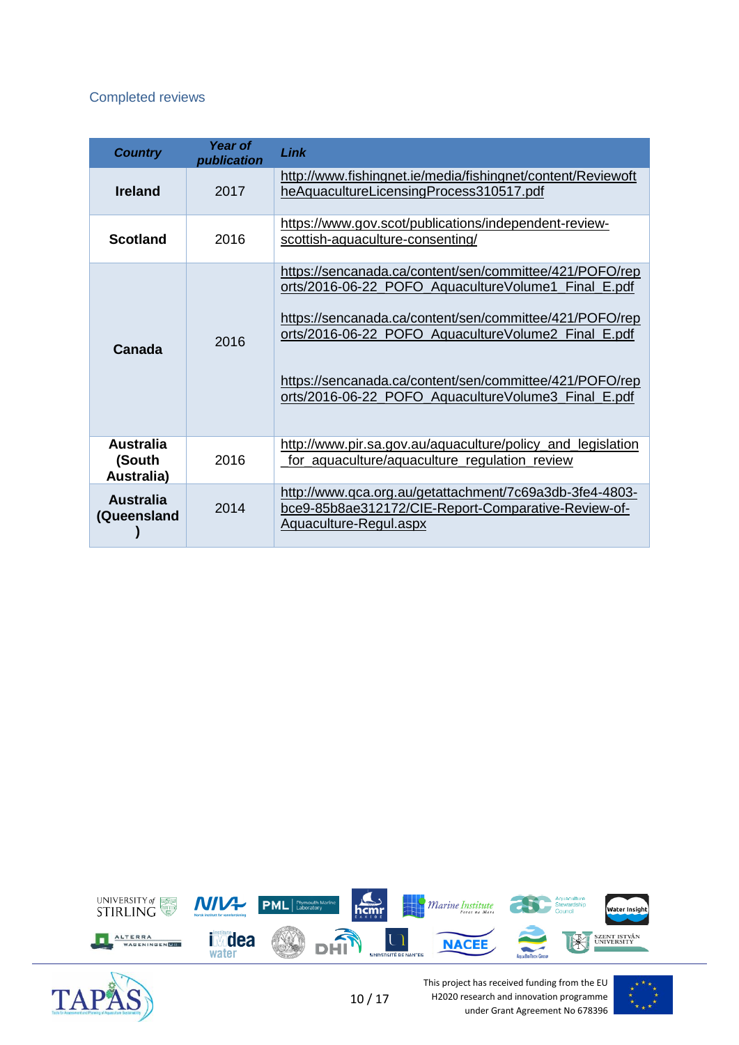## Completed reviews

| *Country* | *Year of publication* | *Link* |
|---|---|---|
| **Ireland** | 2017 | http://www.fishingnet.ie/media/fishingnet/content/ReviewoftheAquacultureLicensingProcess310517.pdf |
| **Scotland** | 2016 | https://www.gov.scot/publications/independent-review-scottish-aquaculture-consenting/ |
| **Canada** | 2016 | https://sencanada.ca/content/sen/committee/421/POFO/reports/2016-06-22_POFO_AquacultureVolume1_Final_E.pdf<br><br>https://sencanada.ca/content/sen/committee/421/POFO/reports/2016-06-22_POFO_AquacultureVolume2_Final_E.pdf<br><br>https://sencanada.ca/content/sen/committee/421/POFO/reports/2016-06-22_POFO_AquacultureVolume3_Final_E.pdf |
| **Australia (South Australia)** | 2016 | http://www.pir.sa.gov.au/aquaculture/policy_and_legislation_for_aquaculture/aquaculture_regulation_review |
| **Australia (Queensland)** | 2014 | http://www.qca.org.au/getattachment/7c69a3db-3fe4-4803-bce9-85b8ae312172/CIE-Report-Comparative-Review-of-Aquaculture-Regul.aspx |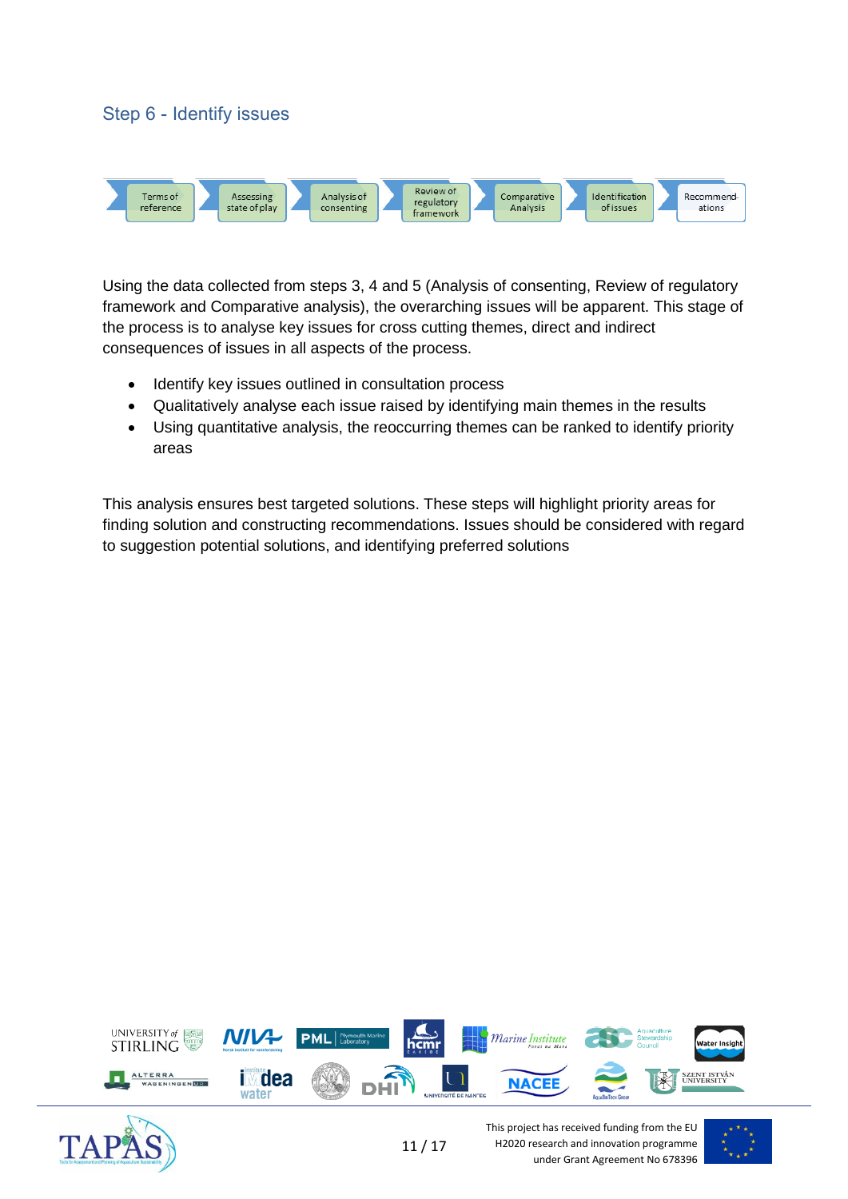## Step 6 - Identify issues

Terms of reference → Assessing state of play → Analysis of consenting → Review of regulatory framework → Comparative Analysis → Identification of issues → Recommend-ations

Using the data collected from steps 3, 4 and 5 (Analysis of consenting, Review of regulatory framework and Comparative analysis), the overarching issues will be apparent. This stage of the process is to analyse key issues for cross cutting themes, direct and indirect consequences of issues in all aspects of the process.

- Identify key issues outlined in consultation process
- Qualitatively analyse each issue raised by identifying main themes in the results
- Using quantitative analysis, the reoccurring themes can be ranked to identify priority areas

This analysis ensures best targeted solutions. These steps will highlight priority areas for finding solution and constructing recommendations. Issues should be considered with regard to suggestion potential solutions, and identifying preferred solutions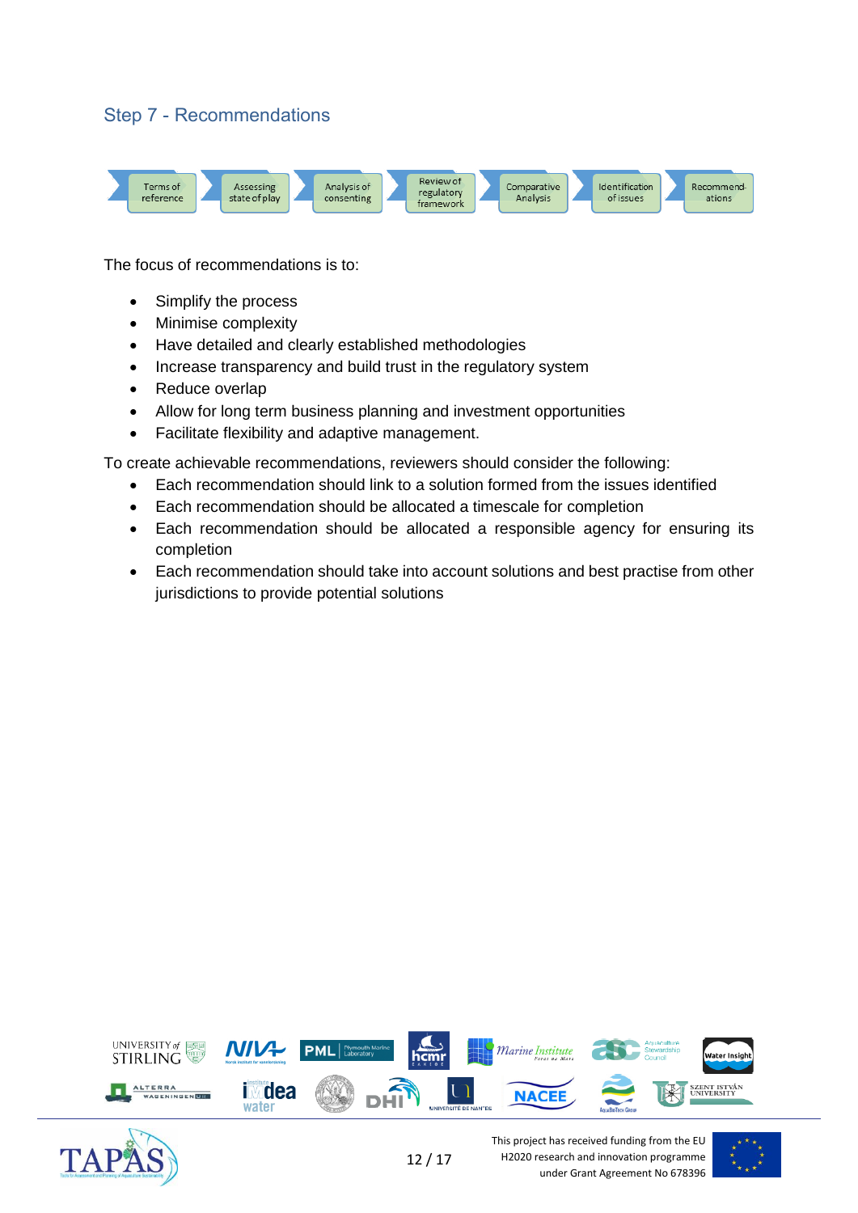## Step 7 - Recommendations

Terms of reference → Assessing state of play → Analysis of consenting → Review of regulatory framework → Comparative Analysis → Identification of issues → Recommend-ations

The focus of recommendations is to:

- Simplify the process
- Minimise complexity
- Have detailed and clearly established methodologies
- Increase transparency and build trust in the regulatory system
- Reduce overlap
- Allow for long term business planning and investment opportunities
- Facilitate flexibility and adaptive management.

To create achievable recommendations, reviewers should consider the following:

- Each recommendation should link to a solution formed from the issues identified
- Each recommendation should be allocated a timescale for completion
- Each recommendation should be allocated a responsible agency for ensuring its completion
- Each recommendation should take into account solutions and best practise from other jurisdictions to provide potential solutions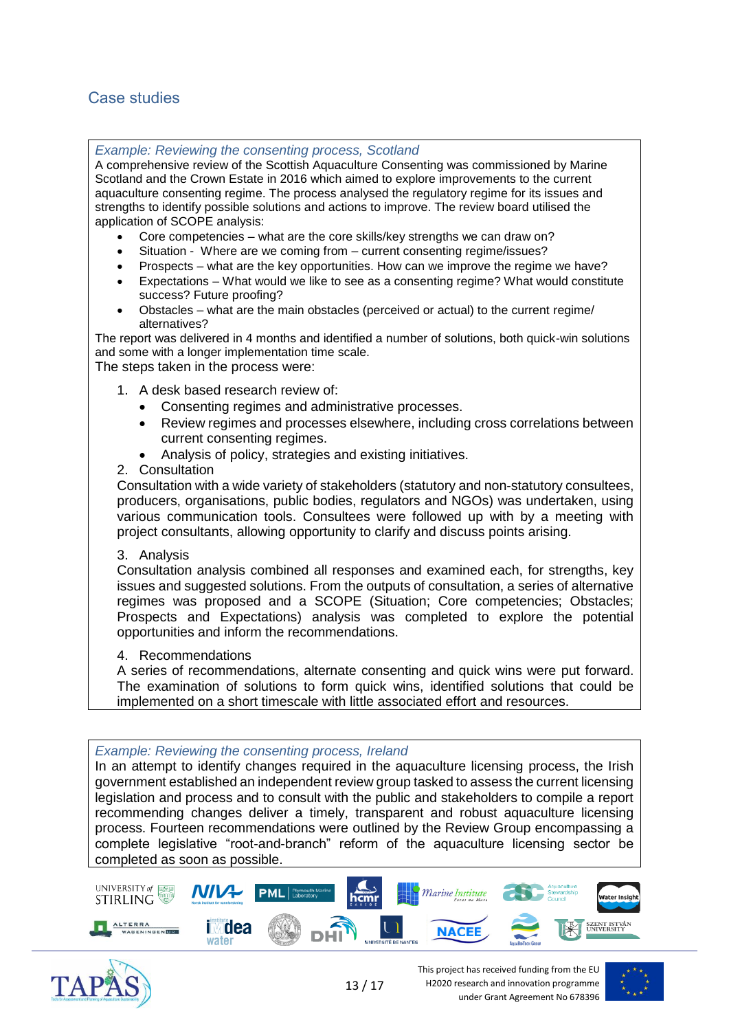## Case studies

*Example: Reviewing the consenting process, Scotland*

A comprehensive review of the Scottish Aquaculture Consenting was commissioned by Marine Scotland and the Crown Estate in 2016 which aimed to explore improvements to the current aquaculture consenting regime. The process analysed the regulatory regime for its issues and strengths to identify possible solutions and actions to improve. The review board utilised the application of SCOPE analysis:

- Core competencies – what are the core skills/key strengths we can draw on?
- Situation - Where are we coming from – current consenting regime/issues?
- Prospects – what are the key opportunities. How can we improve the regime we have?
- Expectations – What would we like to see as a consenting regime? What would constitute success? Future proofing?
- Obstacles – what are the main obstacles (perceived or actual) to the current regime/ alternatives?

The report was delivered in 4 months and identified a number of solutions, both quick-win solutions and some with a longer implementation time scale.

The steps taken in the process were:

1. A desk based research review of:
   - Consenting regimes and administrative processes.
   - Review regimes and processes elsewhere, including cross correlations between current consenting regimes.
   - Analysis of policy, strategies and existing initiatives.
2. Consultation

   Consultation with a wide variety of stakeholders (statutory and non-statutory consultees, producers, organisations, public bodies, regulators and NGOs) was undertaken, using various communication tools. Consultees were followed up with by a meeting with project consultants, allowing opportunity to clarify and discuss points arising.

3. Analysis

   Consultation analysis combined all responses and examined each, for strengths, key issues and suggested solutions. From the outputs of consultation, a series of alternative regimes was proposed and a SCOPE (Situation; Core competencies; Obstacles; Prospects and Expectations) analysis was completed to explore the potential opportunities and inform the recommendations.

4. Recommendations

   A series of recommendations, alternate consenting and quick wins were put forward. The examination of solutions to form quick wins, identified solutions that could be implemented on a short timescale with little associated effort and resources.

*Example: Reviewing the consenting process, Ireland*

In an attempt to identify changes required in the aquaculture licensing process, the Irish government established an independent review group tasked to assess the current licensing legislation and process and to consult with the public and stakeholders to compile a report recommending changes deliver a timely, transparent and robust aquaculture licensing process. Fourteen recommendations were outlined by the Review Group encompassing a complete legislative "root-and-branch" reform of the aquaculture licensing sector be completed as soon as possible.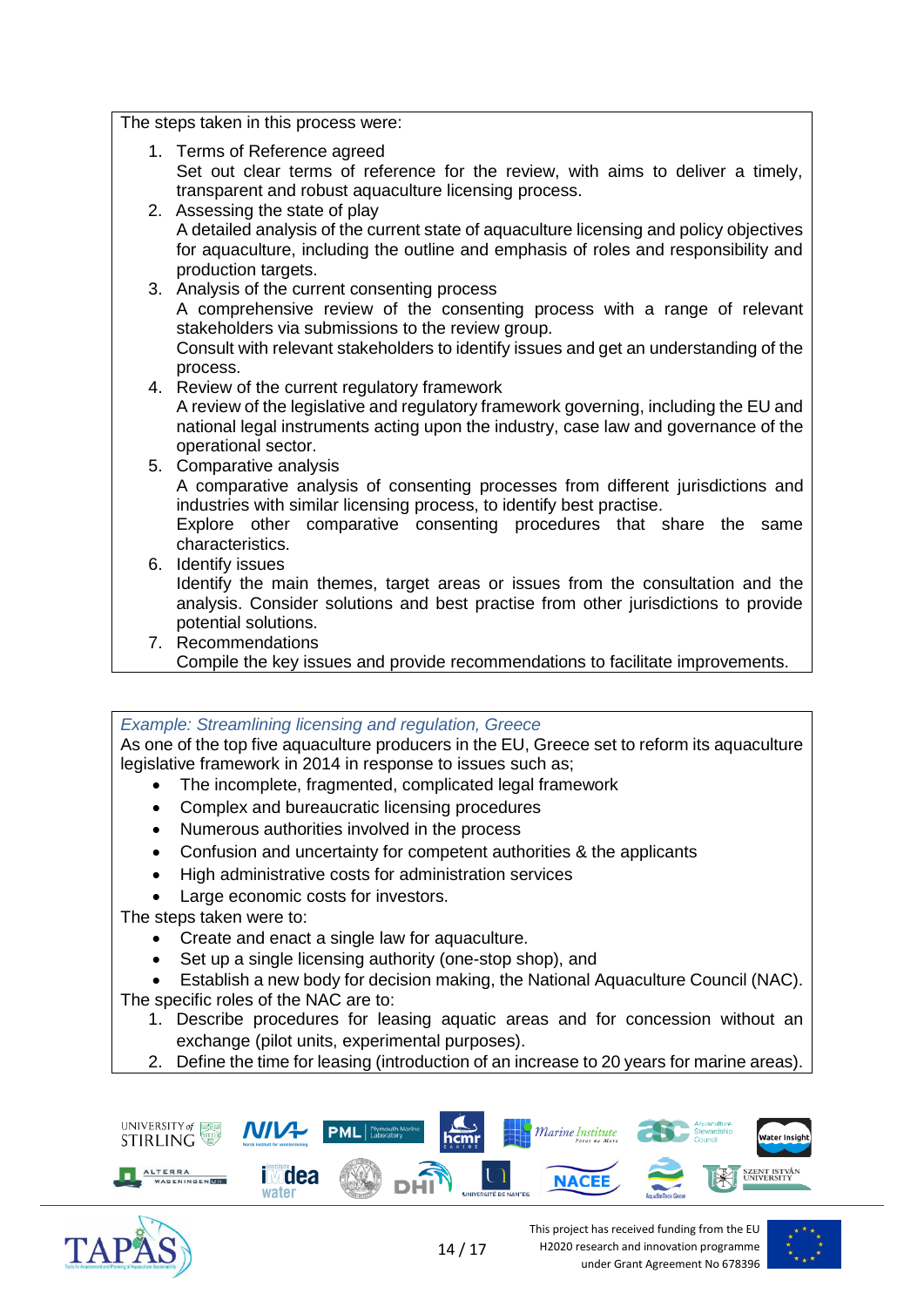The steps taken in this process were:

1. Terms of Reference agreed
   Set out clear terms of reference for the review, with aims to deliver a timely, transparent and robust aquaculture licensing process.
2. Assessing the state of play
   A detailed analysis of the current state of aquaculture licensing and policy objectives for aquaculture, including the outline and emphasis of roles and responsibility and production targets.
3. Analysis of the current consenting process
   A comprehensive review of the consenting process with a range of relevant stakeholders via submissions to the review group.
   Consult with relevant stakeholders to identify issues and get an understanding of the process.
4. Review of the current regulatory framework
   A review of the legislative and regulatory framework governing, including the EU and national legal instruments acting upon the industry, case law and governance of the operational sector.
5. Comparative analysis
   A comparative analysis of consenting processes from different jurisdictions and industries with similar licensing process, to identify best practise.
   Explore other comparative consenting procedures that share the same characteristics.
6. Identify issues
   Identify the main themes, target areas or issues from the consultation and the analysis. Consider solutions and best practise from other jurisdictions to provide potential solutions.
7. Recommendations
   Compile the key issues and provide recommendations to facilitate improvements.

*Example: Streamlining licensing and regulation, Greece*

As one of the top five aquaculture producers in the EU, Greece set to reform its aquaculture legislative framework in 2014 in response to issues such as;

- The incomplete, fragmented, complicated legal framework
- Complex and bureaucratic licensing procedures
- Numerous authorities involved in the process
- Confusion and uncertainty for competent authorities & the applicants
- High administrative costs for administration services
- Large economic costs for investors.

The steps taken were to:

- Create and enact a single law for aquaculture.
- Set up a single licensing authority (one-stop shop), and
- Establish a new body for decision making, the National Aquaculture Council (NAC).

The specific roles of the NAC are to:

1. Describe procedures for leasing aquatic areas and for concession without an exchange (pilot units, experimental purposes).
2. Define the time for leasing (introduction of an increase to 20 years for marine areas).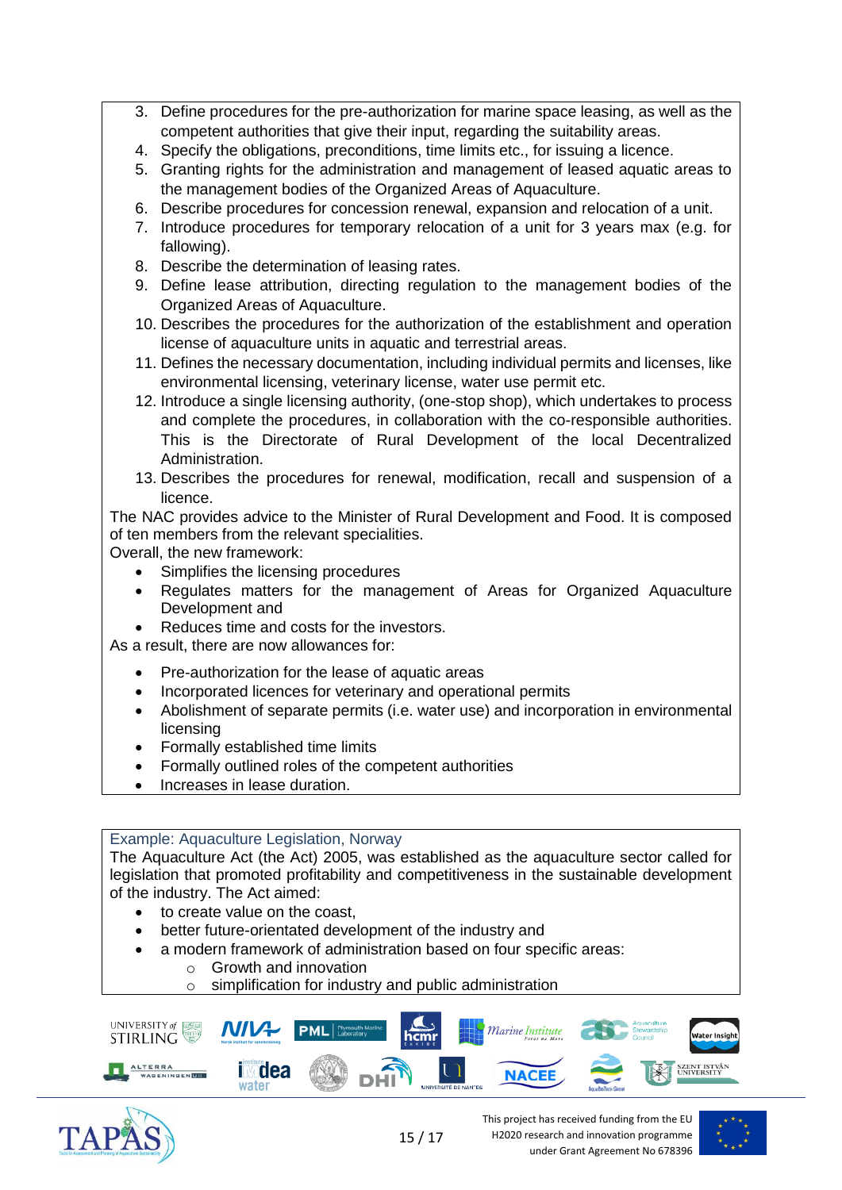3. Define procedures for the pre-authorization for marine space leasing, as well as the competent authorities that give their input, regarding the suitability areas.
4. Specify the obligations, preconditions, time limits etc., for issuing a licence.
5. Granting rights for the administration and management of leased aquatic areas to the management bodies of the Organized Areas of Aquaculture.
6. Describe procedures for concession renewal, expansion and relocation of a unit.
7. Introduce procedures for temporary relocation of a unit for 3 years max (e.g. for fallowing).
8. Describe the determination of leasing rates.
9. Define lease attribution, directing regulation to the management bodies of the Organized Areas of Aquaculture.
10. Describes the procedures for the authorization of the establishment and operation license of aquaculture units in aquatic and terrestrial areas.
11. Defines the necessary documentation, including individual permits and licenses, like environmental licensing, veterinary license, water use permit etc.
12. Introduce a single licensing authority, (one-stop shop), which undertakes to process and complete the procedures, in collaboration with the co-responsible authorities. This is the Directorate of Rural Development of the local Decentralized Administration.
13. Describes the procedures for renewal, modification, recall and suspension of a licence.

The NAC provides advice to the Minister of Rural Development and Food. It is composed of ten members from the relevant specialities.

Overall, the new framework:

- Simplifies the licensing procedures
- Regulates matters for the management of Areas for Organized Aquaculture Development and
- Reduces time and costs for the investors.

As a result, there are now allowances for:

- Pre-authorization for the lease of aquatic areas
- Incorporated licences for veterinary and operational permits
- Abolishment of separate permits (i.e. water use) and incorporation in environmental licensing
- Formally established time limits
- Formally outlined roles of the competent authorities
- Increases in lease duration.

Example: Aquaculture Legislation, Norway

The Aquaculture Act (the Act) 2005, was established as the aquaculture sector called for legislation that promoted profitability and competitiveness in the sustainable development of the industry. The Act aimed:

- to create value on the coast,
- better future-orientated development of the industry and
- a modern framework of administration based on four specific areas:
  - Growth and innovation
  - simplification for industry and public administration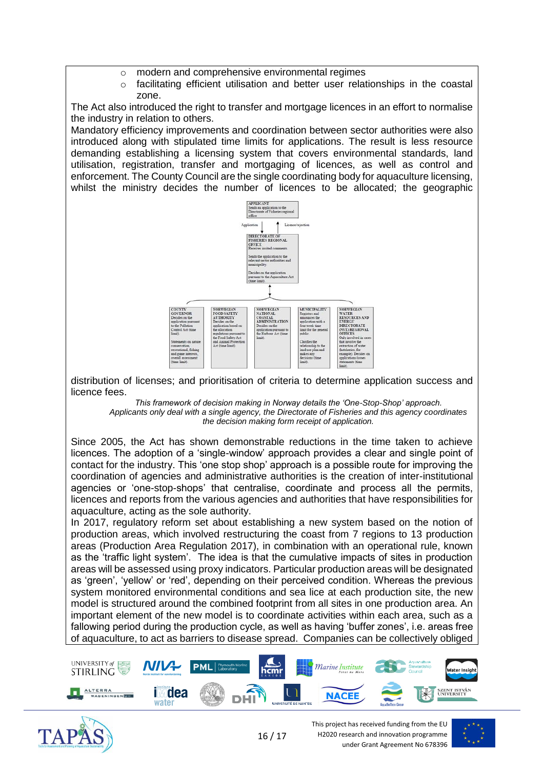- modern and comprehensive environmental regimes
- facilitating efficient utilisation and better user relationships in the coastal zone.

The Act also introduced the right to transfer and mortgage licences in an effort to normalise the industry in relation to others.

Mandatory efficiency improvements and coordination between sector authorities were also introduced along with stipulated time limits for applications. The result is less resource demanding establishing a licensing system that covers environmental standards, land utilisation, registration, transfer and mortgaging of licences, as well as control and enforcement. The County Council are the single coordinating body for aquaculture licensing, whilst the ministry decides the number of licences to be allocated; the geographic distribution of licenses; and prioritisation of criteria to determine application success and licence fees.

**APPLICANT**
Sends an application to the Directorate of Fisheries regional office

Application ↓ ↑ Licence/rejection

**DIRECTORATE OF FISHERIES REGIONAL OFFICE**
Receives invited comments.
Sends the application to the relevant sector authorities and municipality.
Decides on the application pursuant to the Aquaculture Act (time limit).

**COUNTY GOVERNOR**
Decides on the application pursuant to the Pollution Control Act (time limit).
Statements on nature conservation, recreational, fishing and game interests, overall assessment (time limit).

**NORWEGIAN FOOD SAFETY AUTHORITY**
Decides on the application based on the allocation regulations pursuant to the Food Safety Act and Animal Protection Act (time limit).

**NORWEGIAN NATIONAL COASTAL ADMINISTRATION**
Decides on the application pursuant to the Harbour Act (time limit).

**MUNICIPALITY**
Registers and announces the application with a four week time limit for the general public.
Clarifies the relationship to the land use plan and makes any decisions (time limit).

**NORWEGIAN WATER RESOURCES AND ENERGY DIRECTORATE (NVE) REGIONAL OFFICES**
Only involved in cases that involve the extraction of water (hatcheries, for example). Decides on applications/issues statements (time limit).

*This framework of decision making in Norway details the 'One-Stop-Shop' approach. Applicants only deal with a single agency, the Directorate of Fisheries and this agency coordinates the decision making form receipt of application.*

Since 2005, the Act has shown demonstrable reductions in the time taken to achieve licences. The adoption of a 'single-window' approach provides a clear and single point of contact for the industry. This 'one stop shop' approach is a possible route for improving the coordination of agencies and administrative authorities is the creation of inter-institutional agencies or 'one-stop-shops' that centralise, coordinate and process all the permits, licences and reports from the various agencies and authorities that have responsibilities for aquaculture, acting as the sole authority.

In 2017, regulatory reform set about establishing a new system based on the notion of production areas, which involved restructuring the coast from 7 regions to 13 production areas (Production Area Regulation 2017), in combination with an operational rule, known as the 'traffic light system'. The idea is that the cumulative impacts of sites in production areas will be assessed using proxy indicators. Particular production areas will be designated as 'green', 'yellow' or 'red', depending on their perceived condition. Whereas the previous system monitored environmental conditions and sea lice at each production site, the new model is structured around the combined footprint from all sites in one production area. An important element of the new model is to coordinate activities within each area, such as a fallowing period during the production cycle, as well as having 'buffer zones', i.e. areas free of aquaculture, to act as barriers to disease spread. Companies can be collectively obliged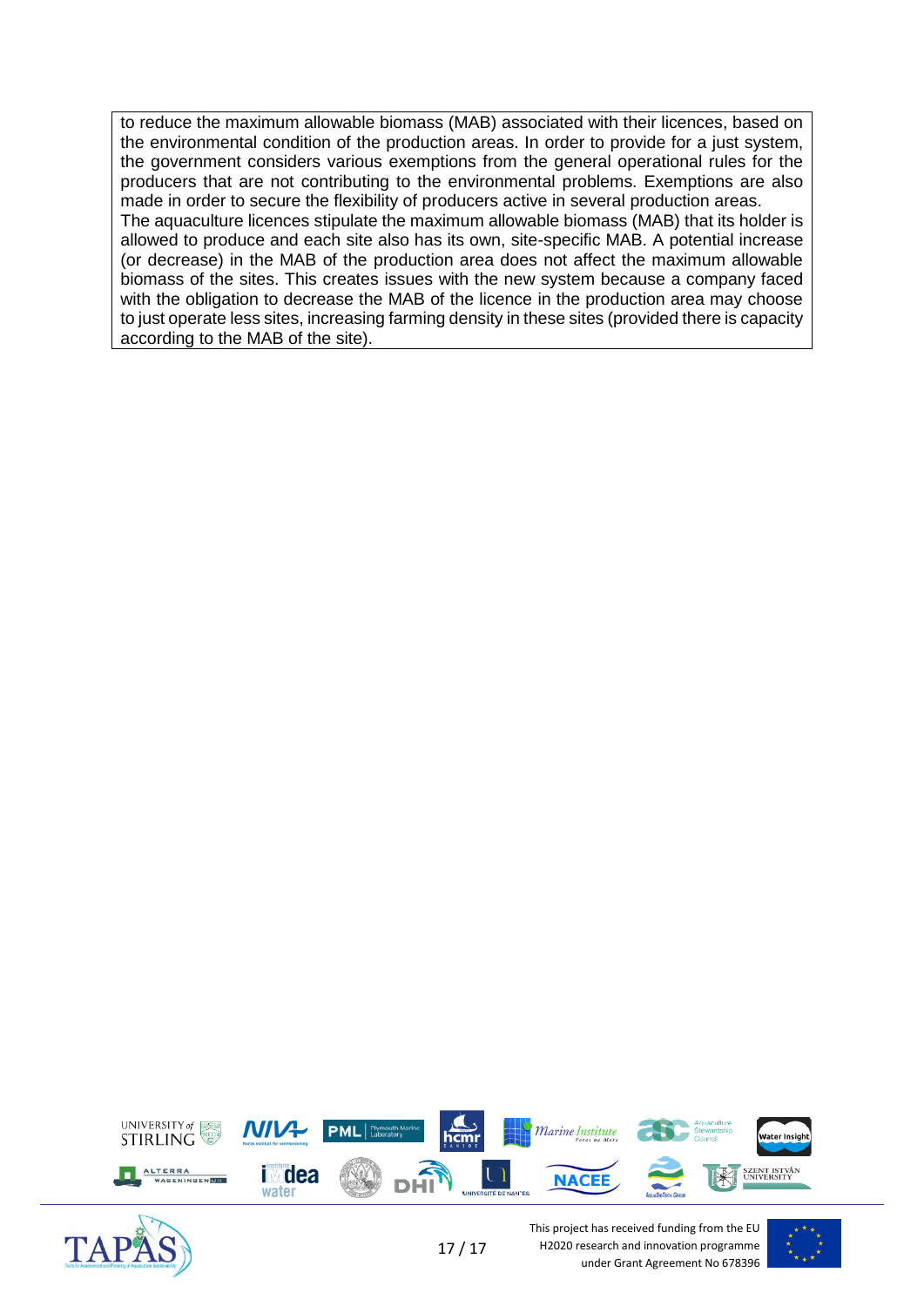to reduce the maximum allowable biomass (MAB) associated with their licences, based on the environmental condition of the production areas. In order to provide for a just system, the government considers various exemptions from the general operational rules for the producers that are not contributing to the environmental problems. Exemptions are also made in order to secure the flexibility of producers active in several production areas.
The aquaculture licences stipulate the maximum allowable biomass (MAB) that its holder is allowed to produce and each site also has its own, site-specific MAB. A potential increase (or decrease) in the MAB of the production area does not affect the maximum allowable biomass of the sites. This creates issues with the new system because a company faced with the obligation to decrease the MAB of the licence in the production area may choose to just operate less sites, increasing farming density in these sites (provided there is capacity according to the MAB of the site).